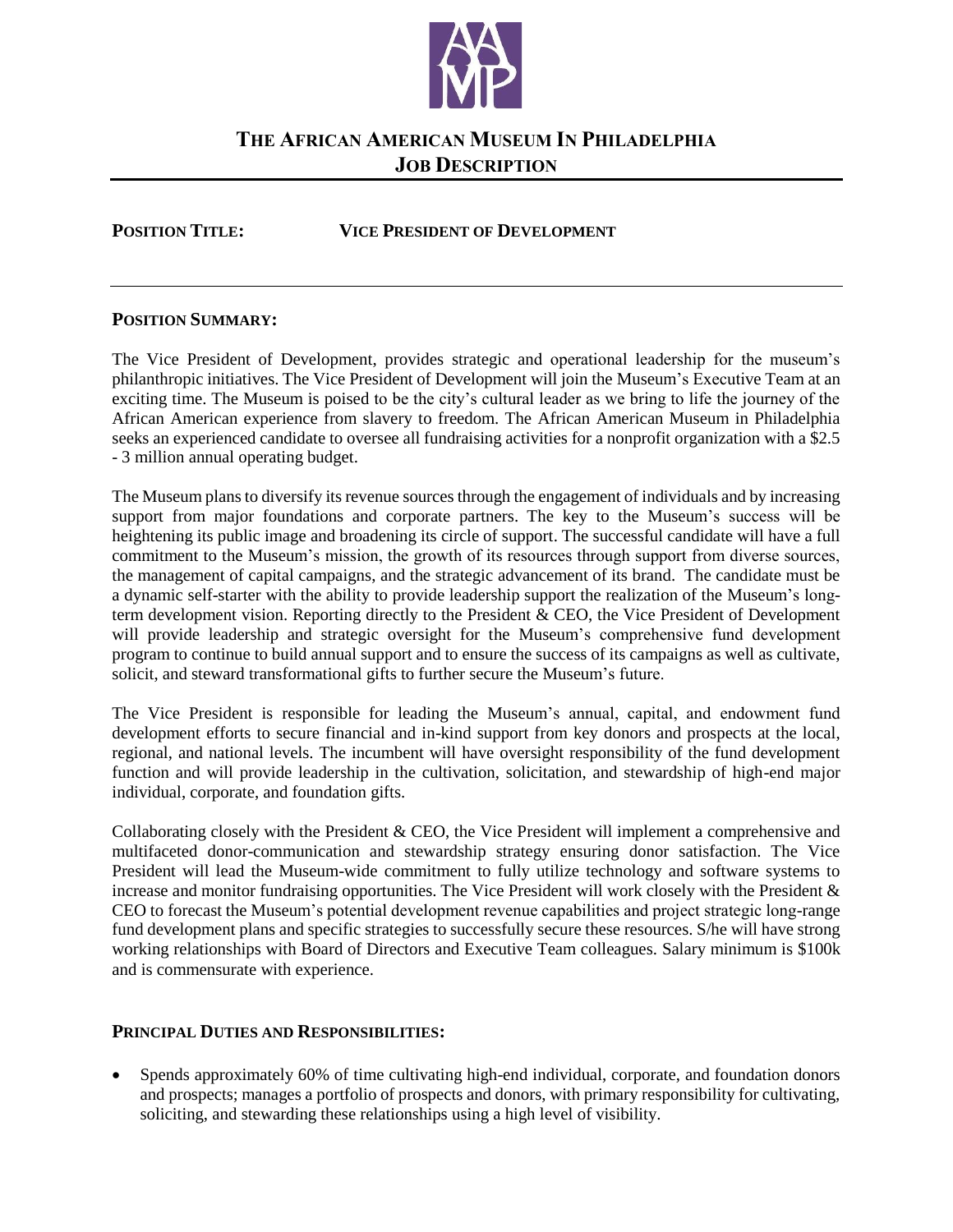# THE AFRICAN AMERICAN MUSEUM IN PHILADELPHIA
## JOB DESCRIPTION

**POSITION TITLE:** **VICE PRESIDENT OF DEVELOPMENT**

---

### POSITION SUMMARY:

The Vice President of Development, provides strategic and operational leadership for the museum's philanthropic initiatives. The Vice President of Development will join the Museum's Executive Team at an exciting time. The Museum is poised to be the city's cultural leader as we bring to life the journey of the African American experience from slavery to freedom. The African American Museum in Philadelphia seeks an experienced candidate to oversee all fundraising activities for a nonprofit organization with a $2.5 - 3 million annual operating budget.

The Museum plans to diversify its revenue sources through the engagement of individuals and by increasing support from major foundations and corporate partners. The key to the Museum's success will be heightening its public image and broadening its circle of support. The successful candidate will have a full commitment to the Museum's mission, the growth of its resources through support from diverse sources, the management of capital campaigns, and the strategic advancement of its brand. The candidate must be a dynamic self-starter with the ability to provide leadership support the realization of the Museum's long-term development vision. Reporting directly to the President & CEO, the Vice President of Development will provide leadership and strategic oversight for the Museum's comprehensive fund development program to continue to build annual support and to ensure the success of its campaigns as well as cultivate, solicit, and steward transformational gifts to further secure the Museum's future.

The Vice President is responsible for leading the Museum's annual, capital, and endowment fund development efforts to secure financial and in-kind support from key donors and prospects at the local, regional, and national levels. The incumbent will have oversight responsibility of the fund development function and will provide leadership in the cultivation, solicitation, and stewardship of high-end major individual, corporate, and foundation gifts.

Collaborating closely with the President & CEO, the Vice President will implement a comprehensive and multifaceted donor-communication and stewardship strategy ensuring donor satisfaction. The Vice President will lead the Museum-wide commitment to fully utilize technology and software systems to increase and monitor fundraising opportunities. The Vice President will work closely with the President & CEO to forecast the Museum's potential development revenue capabilities and project strategic long-range fund development plans and specific strategies to successfully secure these resources. S/he will have strong working relationships with Board of Directors and Executive Team colleagues. Salary minimum is $100k and is commensurate with experience.

### PRINCIPAL DUTIES AND RESPONSIBILITIES:

- Spends approximately 60% of time cultivating high-end individual, corporate, and foundation donors and prospects; manages a portfolio of prospects and donors, with primary responsibility for cultivating, soliciting, and stewarding these relationships using a high level of visibility.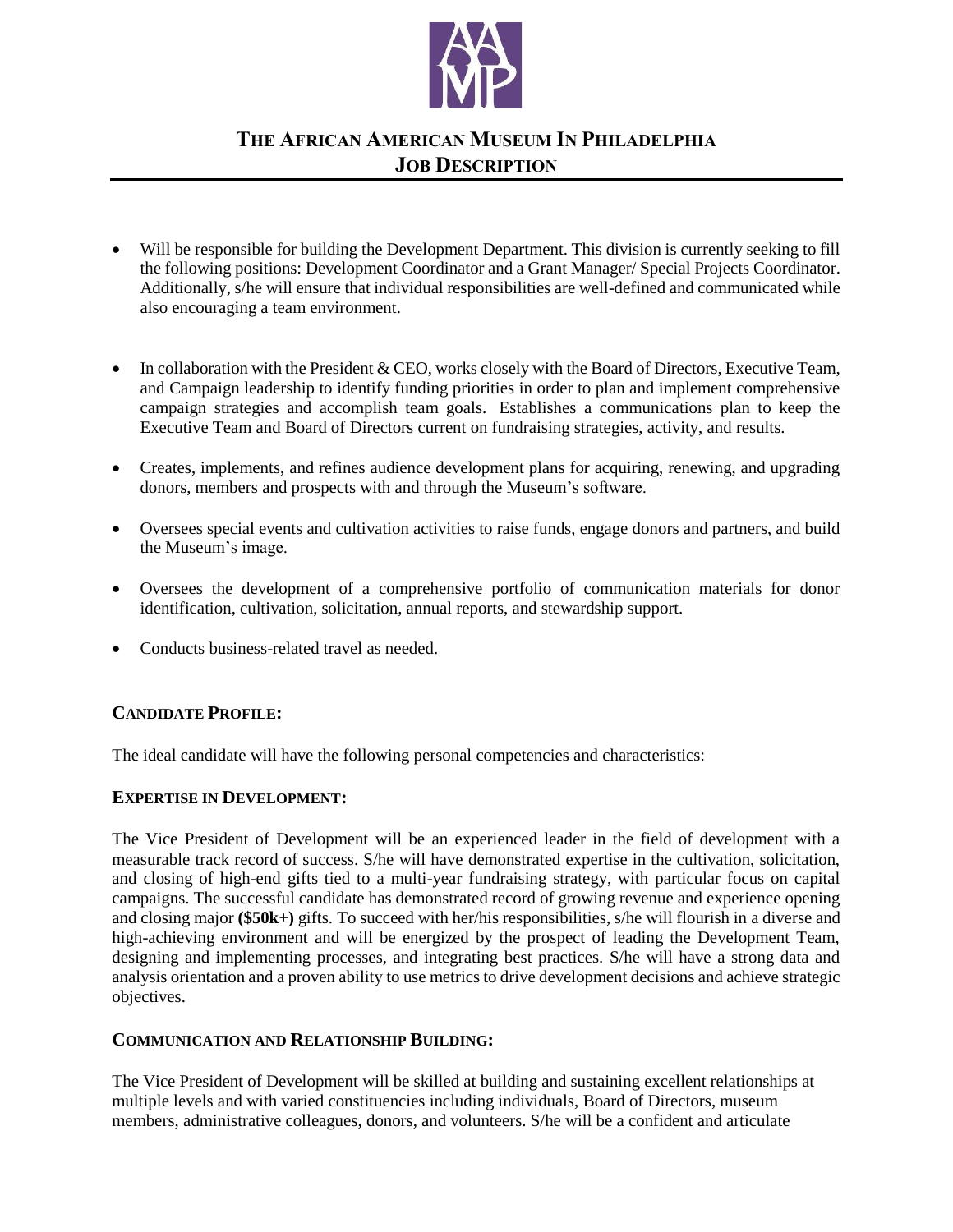# THE AFRICAN AMERICAN MUSEUM IN PHILADELPHIA
## JOB DESCRIPTION

- Will be responsible for building the Development Department. This division is currently seeking to fill the following positions: Development Coordinator and a Grant Manager/ Special Projects Coordinator. Additionally, s/he will ensure that individual responsibilities are well-defined and communicated while also encouraging a team environment.

- In collaboration with the President & CEO, works closely with the Board of Directors, Executive Team, and Campaign leadership to identify funding priorities in order to plan and implement comprehensive campaign strategies and accomplish team goals. Establishes a communications plan to keep the Executive Team and Board of Directors current on fundraising strategies, activity, and results.

- Creates, implements, and refines audience development plans for acquiring, renewing, and upgrading donors, members and prospects with and through the Museum's software.

- Oversees special events and cultivation activities to raise funds, engage donors and partners, and build the Museum's image.

- Oversees the development of a comprehensive portfolio of communication materials for donor identification, cultivation, solicitation, annual reports, and stewardship support.

- Conducts business-related travel as needed.

### CANDIDATE PROFILE:

The ideal candidate will have the following personal competencies and characteristics:

### EXPERTISE IN DEVELOPMENT:

The Vice President of Development will be an experienced leader in the field of development with a measurable track record of success. S/he will have demonstrated expertise in the cultivation, solicitation, and closing of high-end gifts tied to a multi-year fundraising strategy, with particular focus on capital campaigns. The successful candidate has demonstrated record of growing revenue and experience opening and closing major **($50k+)** gifts. To succeed with her/his responsibilities, s/he will flourish in a diverse and high-achieving environment and will be energized by the prospect of leading the Development Team, designing and implementing processes, and integrating best practices. S/he will have a strong data and analysis orientation and a proven ability to use metrics to drive development decisions and achieve strategic objectives.

### COMMUNICATION AND RELATIONSHIP BUILDING:

The Vice President of Development will be skilled at building and sustaining excellent relationships at multiple levels and with varied constituencies including individuals, Board of Directors, museum members, administrative colleagues, donors, and volunteers. S/he will be a confident and articulate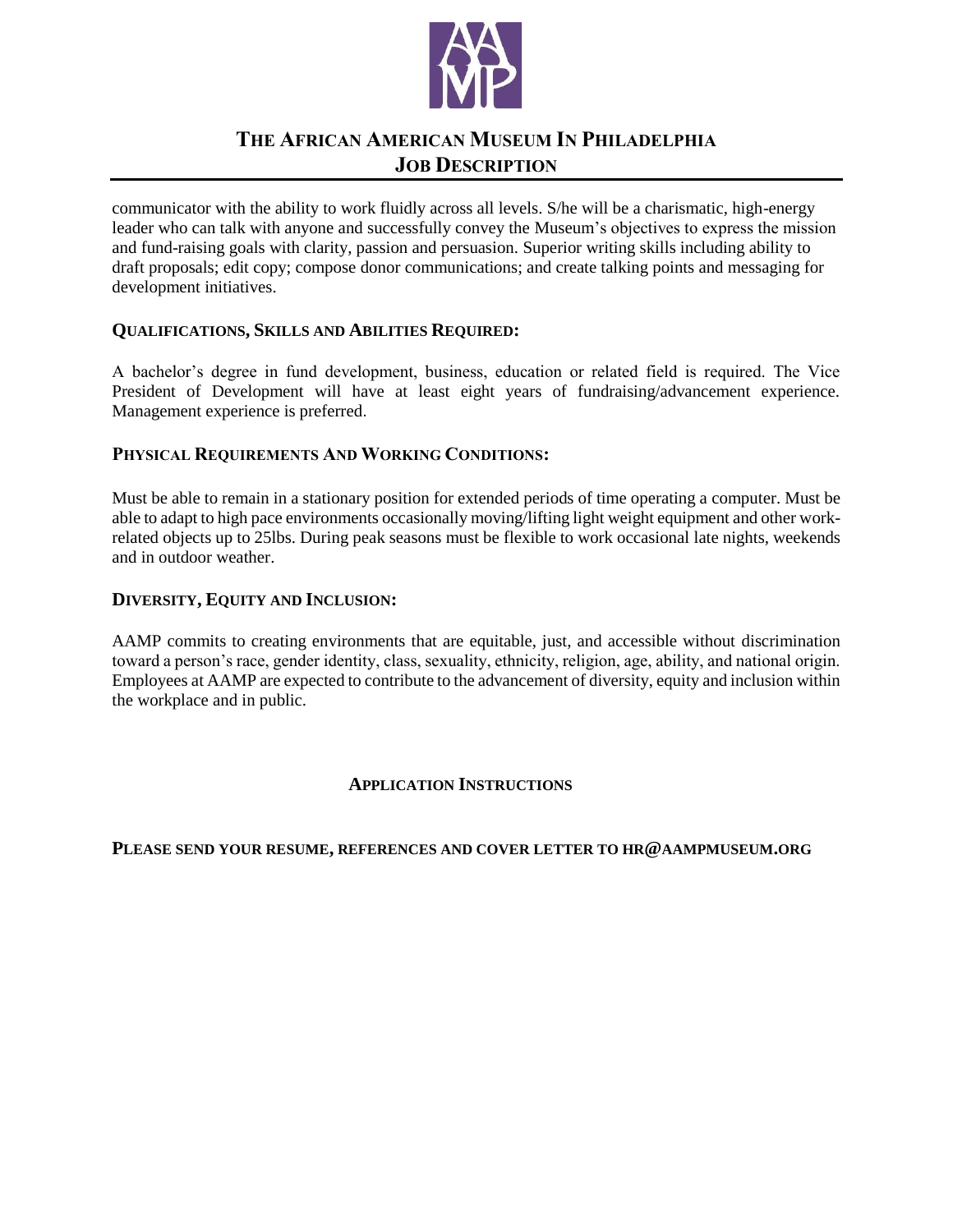communicator with the ability to work fluidly across all levels. S/he will be a charismatic, high-energy leader who can talk with anyone and successfully convey the Museum's objectives to express the mission and fund-raising goals with clarity, passion and persuasion. Superior writing skills including ability to draft proposals; edit copy; compose donor communications; and create talking points and messaging for development initiatives.

### Qualifications, Skills and Abilities Required:

A bachelor's degree in fund development, business, education or related field is required. The Vice President of Development will have at least eight years of fundraising/advancement experience. Management experience is preferred.

### Physical Requirements And Working Conditions:

Must be able to remain in a stationary position for extended periods of time operating a computer. Must be able to adapt to high pace environments occasionally moving/lifting light weight equipment and other work-related objects up to 25lbs. During peak seasons must be flexible to work occasional late nights, weekends and in outdoor weather.

### Diversity, Equity and Inclusion:

AAMP commits to creating environments that are equitable, just, and accessible without discrimination toward a person's race, gender identity, class, sexuality, ethnicity, religion, age, ability, and national origin. Employees at AAMP are expected to contribute to the advancement of diversity, equity and inclusion within the workplace and in public.

## Application Instructions

**Please send your resume, references and cover letter to HR@AAMPMUSEUM.ORG**